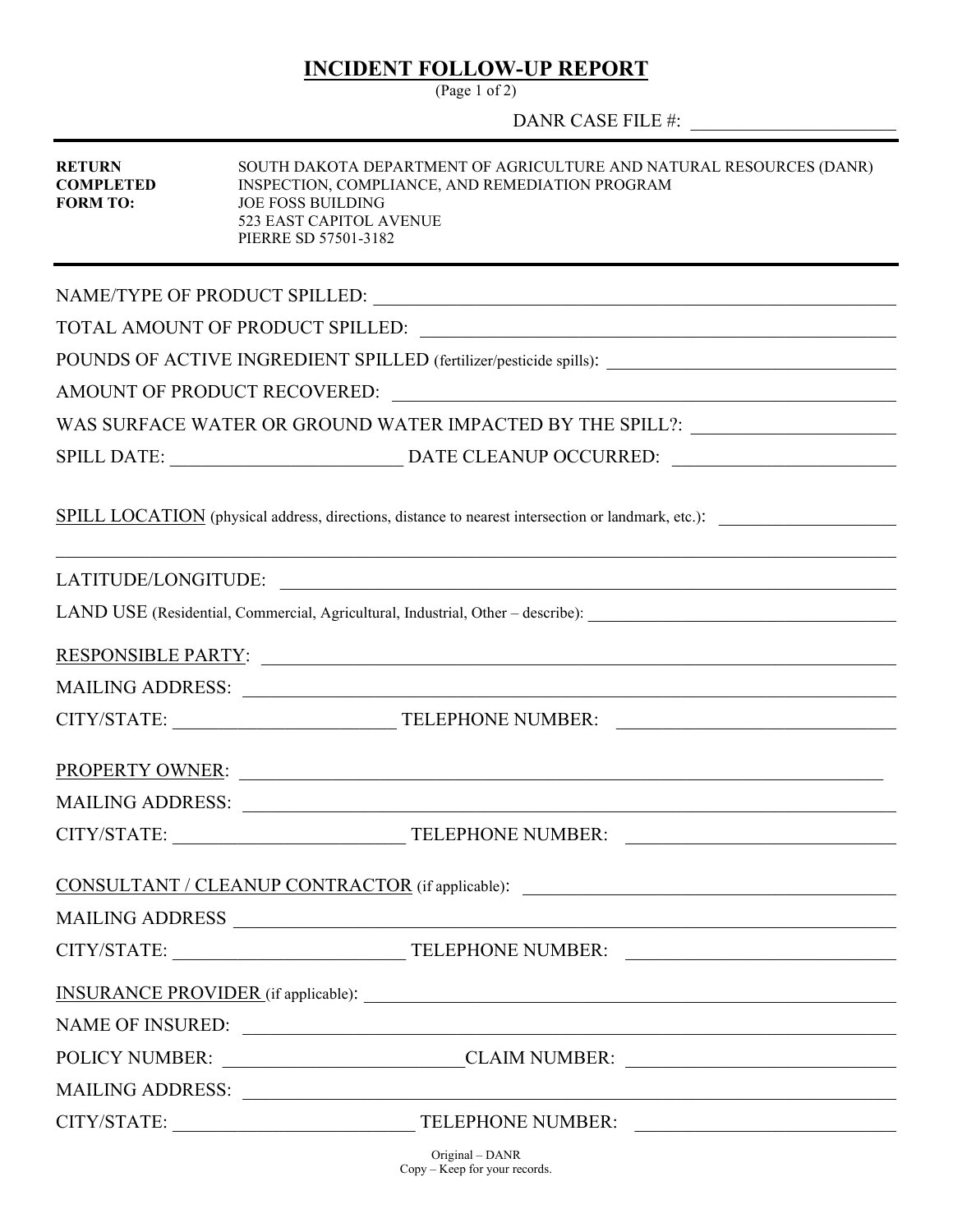# INCIDENT FOLLOW-UP REPORT

(Page 1 of 2)

DANR CASE FILE #: ____________________

| | |
|---|---|
| **RETURN COMPLETED FORM TO:** | SOUTH DAKOTA DEPARTMENT OF AGRICULTURE AND NATURAL RESOURCES (DANR)<br>INSPECTION, COMPLIANCE, AND REMEDIATION PROGRAM<br>JOE FOSS BUILDING<br>523 EAST CAPITOL AVENUE<br>PIERRE SD 57501-3182 |

NAME/TYPE OF PRODUCT SPILLED: ____________________

TOTAL AMOUNT OF PRODUCT SPILLED: ____________________

POUNDS OF ACTIVE INGREDIENT SPILLED (fertilizer/pesticide spills): ____________________

AMOUNT OF PRODUCT RECOVERED: ____________________

WAS SURFACE WATER OR GROUND WATER IMPACTED BY THE SPILL?: ____________________

SPILL DATE: ____________________ DATE CLEANUP OCCURRED: ____________________

SPILL LOCATION (physical address, directions, distance to nearest intersection or landmark, etc.): ____________________

____________________

LATITUDE/LONGITUDE: ____________________

LAND USE (Residential, Commercial, Agricultural, Industrial, Other – describe): ____________________

RESPONSIBLE PARTY: ____________________

MAILING ADDRESS: ____________________

CITY/STATE: ____________________ TELEPHONE NUMBER: ____________________

PROPERTY OWNER: ____________________

MAILING ADDRESS: ____________________

CITY/STATE: ____________________ TELEPHONE NUMBER: ____________________

CONSULTANT / CLEANUP CONTRACTOR (if applicable): ____________________

MAILING ADDRESS ____________________

CITY/STATE: ____________________ TELEPHONE NUMBER: ____________________

INSURANCE PROVIDER (if applicable): ____________________

NAME OF INSURED: ____________________

POLICY NUMBER: ____________________ CLAIM NUMBER: ____________________

MAILING ADDRESS: ____________________

CITY/STATE: ____________________ TELEPHONE NUMBER: ____________________

Original – DANR
Copy – Keep for your records.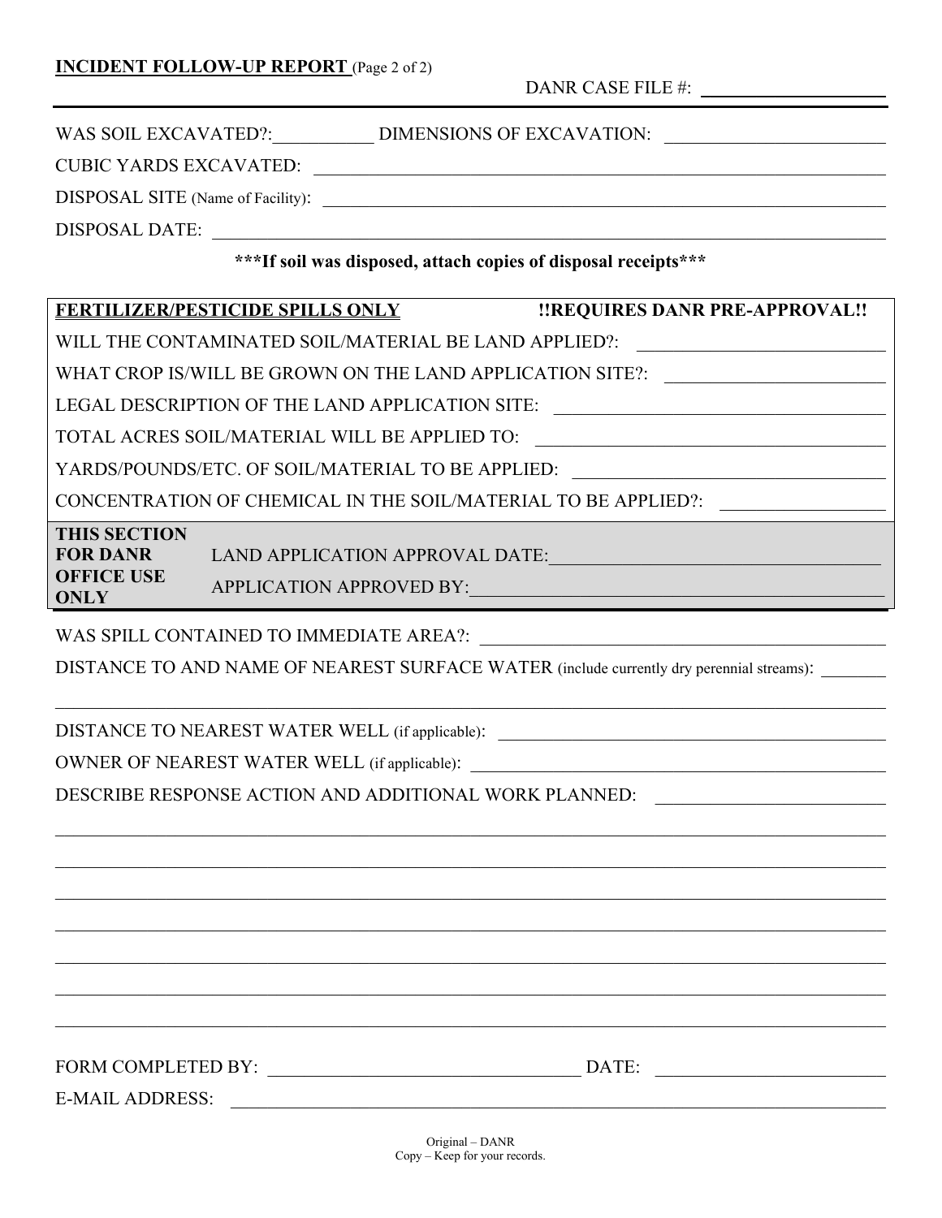**INCIDENT FOLLOW-UP REPORT** (Page 2 of 2)

DANR CASE FILE #: ____________________

---

WAS SOIL EXCAVATED?:___________ DIMENSIONS OF EXCAVATION: ________________________

CUBIC YARDS EXCAVATED: ________________________________________________________________

DISPOSAL SITE (Name of Facility): ________________________________________________________

DISPOSAL DATE: _______________________________________________________________________

**\*\*\*If soil was disposed, attach copies of disposal receipts\*\*\***

**FERTILIZER/PESTICIDE SPILLS ONLY** **!!REQUIRES DANR PRE-APPROVAL!!**

WILL THE CONTAMINATED SOIL/MATERIAL BE LAND APPLIED?: ___________________________

WHAT CROP IS/WILL BE GROWN ON THE LAND APPLICATION SITE?: _______________________

LEGAL DESCRIPTION OF THE LAND APPLICATION SITE: _____________________________________

TOTAL ACRES SOIL/MATERIAL WILL BE APPLIED TO: ______________________________________

YARDS/POUNDS/ETC. OF SOIL/MATERIAL TO BE APPLIED: __________________________________

CONCENTRATION OF CHEMICAL IN THE SOIL/MATERIAL TO BE APPLIED?: _________________

| | |
|---|---|
| **THIS SECTION FOR DANR OFFICE USE ONLY** | LAND APPLICATION APPROVAL DATE:___________________________________ |
| | APPLICATION APPROVED BY:__________________________________________ |

WAS SPILL CONTAINED TO IMMEDIATE AREA?: ____________________________________________

DISTANCE TO AND NAME OF NEAREST SURFACE WATER (include currently dry perennial streams): _______

_____________________________________________________________________________________

DISTANCE TO NEAREST WATER WELL (if applicable): _____________________________________________

OWNER OF NEAREST WATER WELL (if applicable): ________________________________________________

DESCRIBE RESPONSE ACTION AND ADDITIONAL WORK PLANNED: ________________________

_____________________________________________________________________________________

_____________________________________________________________________________________

_____________________________________________________________________________________

_____________________________________________________________________________________

_____________________________________________________________________________________

_____________________________________________________________________________________

_____________________________________________________________________________________

FORM COMPLETED BY: _________________________________ DATE: _________________________

E-MAIL ADDRESS: _____________________________________________________________________

Original – DANR
Copy – Keep for your records.